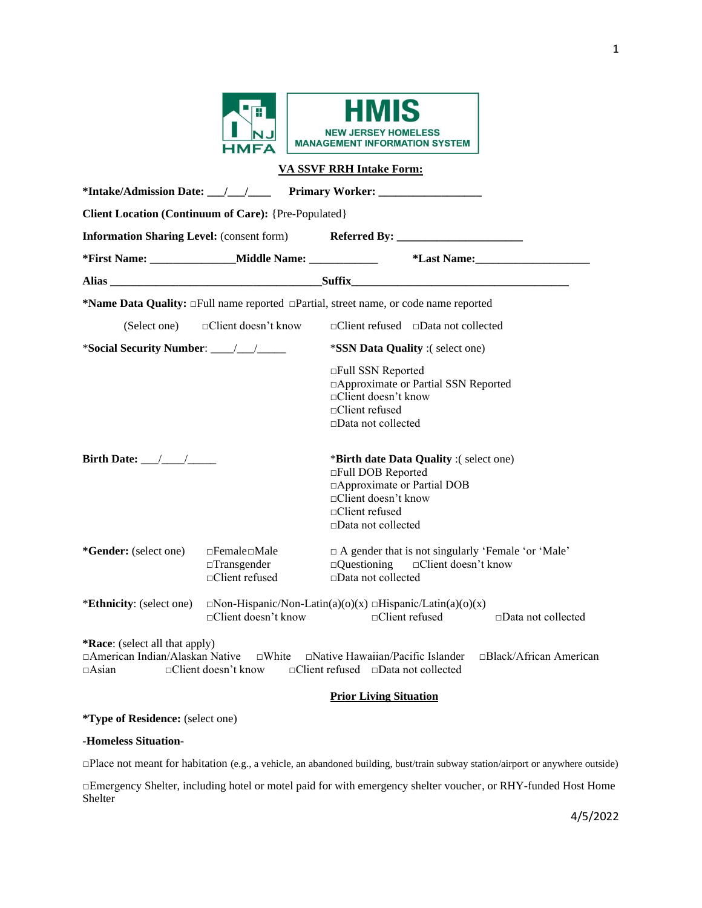HMIS
NEW JERSEY HOMELESS MANAGEMENT INFORMATION SYSTEM

## VA SSVF RRH Intake Form:

**\*Intake/Admission Date:** ___/___/____ **Primary Worker:** _________________

**Client Location (Continuum of Care):** {Pre-Populated}

**Information Sharing Level:** (consent form) **Referred By:** _____________________

**\*First Name:** ______________ **Middle Name:** ___________ **\*Last Name:** ___________________

**Alias** ____________________________________ **Suffix** ______________________________________

**\*Name Data Quality:** □Full name reported □Partial, street name, or code name reported

(Select one) □Client doesn't know □Client refused □Data not collected

\***Social Security Number**: ____/___/_____

\***SSN Data Quality** :( select one)

□Full SSN Reported
□Approximate or Partial SSN Reported
□Client doesn't know
□Client refused
□Data not collected

**Birth Date:** ___/____/_____

\***Birth date Data Quality** :( select one)
□Full DOB Reported
□Approximate or Partial DOB
□Client doesn't know
□Client refused
□Data not collected

**\*Gender:** (select one) □Female□Male □Transgender □Client refused □ A gender that is not singularly 'Female 'or 'Male' □Questioning □Client doesn't know □Data not collected

\***Ethnicity**: (select one) □Non-Hispanic/Non-Latin(a)(o)(x) □Hispanic/Latin(a)(o)(x) □Client doesn't know □Client refused □Data not collected

**\*Race**: (select all that apply)
□American Indian/Alaskan Native □White □Native Hawaiian/Pacific Islander □Black/African American □Asian □Client doesn't know □Client refused □Data not collected

## Prior Living Situation

**\*Type of Residence:** (select one)

**-Homeless Situation-**

□Place not meant for habitation (e.g., a vehicle, an abandoned building, bust/train subway station/airport or anywhere outside)

□Emergency Shelter, including hotel or motel paid for with emergency shelter voucher, or RHY-funded Host Home Shelter

4/5/2022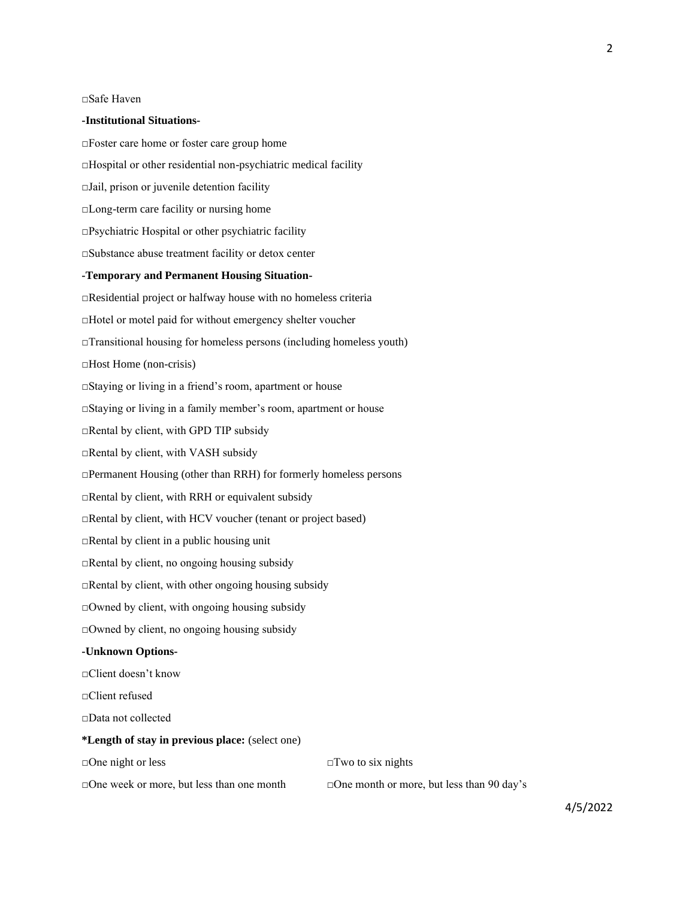□Safe Haven

**-Institutional Situations-**

□Foster care home or foster care group home

□Hospital or other residential non-psychiatric medical facility

□Jail, prison or juvenile detention facility

□Long-term care facility or nursing home

□Psychiatric Hospital or other psychiatric facility

□Substance abuse treatment facility or detox center

**-Temporary and Permanent Housing Situation-**

□Residential project or halfway house with no homeless criteria

□Hotel or motel paid for without emergency shelter voucher

□Transitional housing for homeless persons (including homeless youth)

□Host Home (non-crisis)

□Staying or living in a friend's room, apartment or house

□Staying or living in a family member's room, apartment or house

□Rental by client, with GPD TIP subsidy

□Rental by client, with VASH subsidy

□Permanent Housing (other than RRH) for formerly homeless persons

□Rental by client, with RRH or equivalent subsidy

□Rental by client, with HCV voucher (tenant or project based)

□Rental by client in a public housing unit

□Rental by client, no ongoing housing subsidy

□Rental by client, with other ongoing housing subsidy

□Owned by client, with ongoing housing subsidy

□Owned by client, no ongoing housing subsidy

**-Unknown Options-**

□Client doesn't know

□Client refused

□Data not collected

***Length of stay in previous place:** (select one)

□One night or less

□Two to six nights

□One week or more, but less than one month

□One month or more, but less than 90 day's

4/5/2022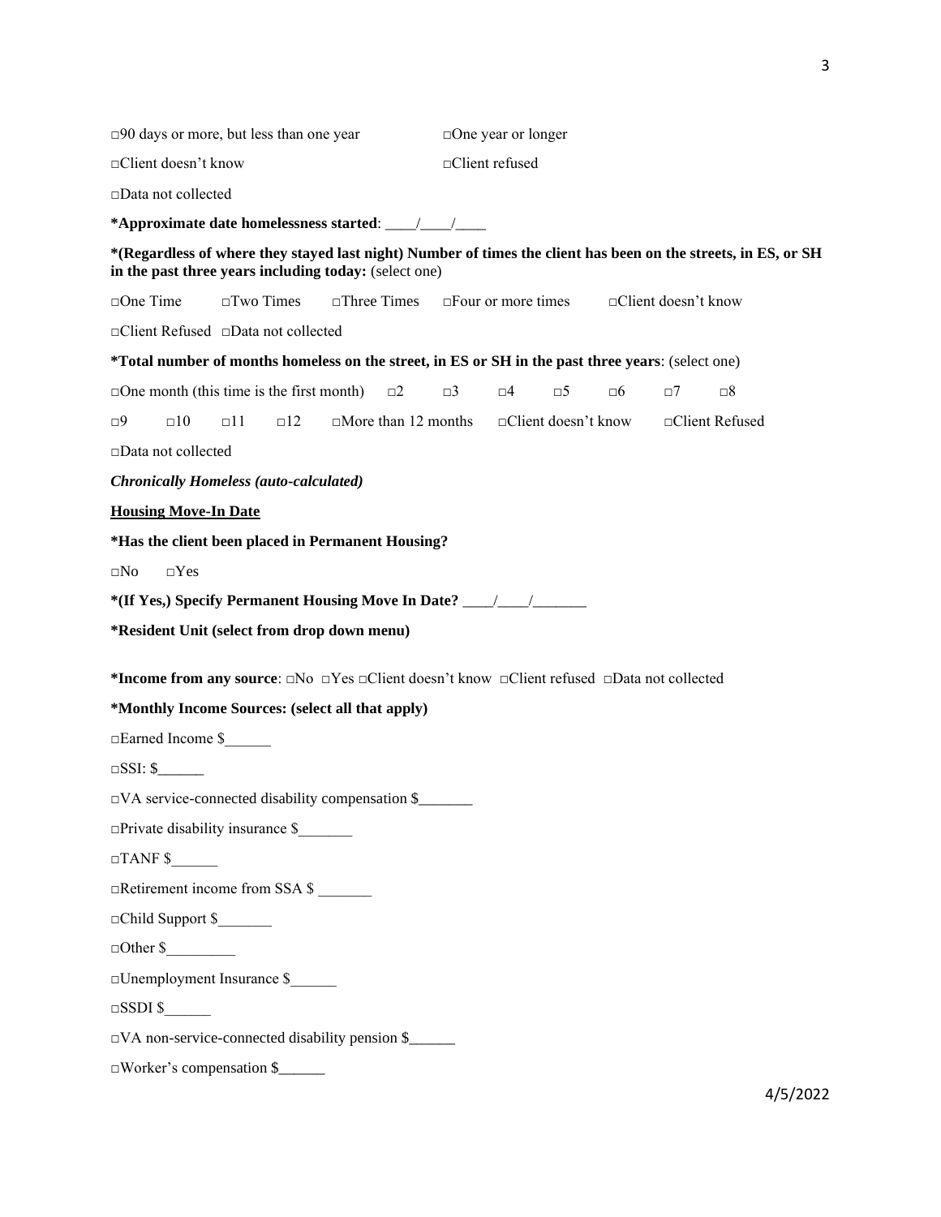□90 days or more, but less than one year □One year or longer

□Client doesn't know □Client refused

□Data not collected

**\*Approximate date homelessness started**: \_\_\_\_/\_\_\_\_/\_\_\_\_

**\*(Regardless of where they stayed last night) Number of times the client has been on the streets, in ES, or SH in the past three years including today:** (select one)

□One Time □Two Times □Three Times □Four or more times □Client doesn't know

□Client Refused □Data not collected

**\*Total number of months homeless on the street, in ES or SH in the past three years**: (select one)

□One month (this time is the first month) □2 □3 □4 □5 □6 □7 □8

□9 □10 □11 □12 □More than 12 months □Client doesn't know □Client Refused

□Data not collected

***Chronically Homeless (auto-calculated)***

**<u>Housing Move-In Date</u>**

**\*Has the client been placed in Permanent Housing?**

□No □Yes

**\*(If Yes,) Specify Permanent Housing Move In Date?** \_\_\_\_/\_\_\_\_/\_\_\_\_\_\_\_

**\*Resident Unit (select from drop down menu)**

**\*Income from any source**: □No □Yes □Client doesn't know □Client refused □Data not collected

**\*Monthly Income Sources: (select all that apply)**

□Earned Income $\_\_\_\_\_\_

□SSI: $\_\_\_\_\_\_

□VA service-connected disability compensation $\_\_\_\_\_\_\_

□Private disability insurance $\_\_\_\_\_\_\_

□TANF $\_\_\_\_\_\_

□Retirement income from SSA $ \_\_\_\_\_\_\_

□Child Support $\_\_\_\_\_\_\_

□Other $\_\_\_\_\_\_\_\_\_

□Unemployment Insurance $\_\_\_\_\_\_

□SSDI $\_\_\_\_\_\_

□VA non-service-connected disability pension $\_\_\_\_\_\_

□Worker's compensation $\_\_\_\_\_\_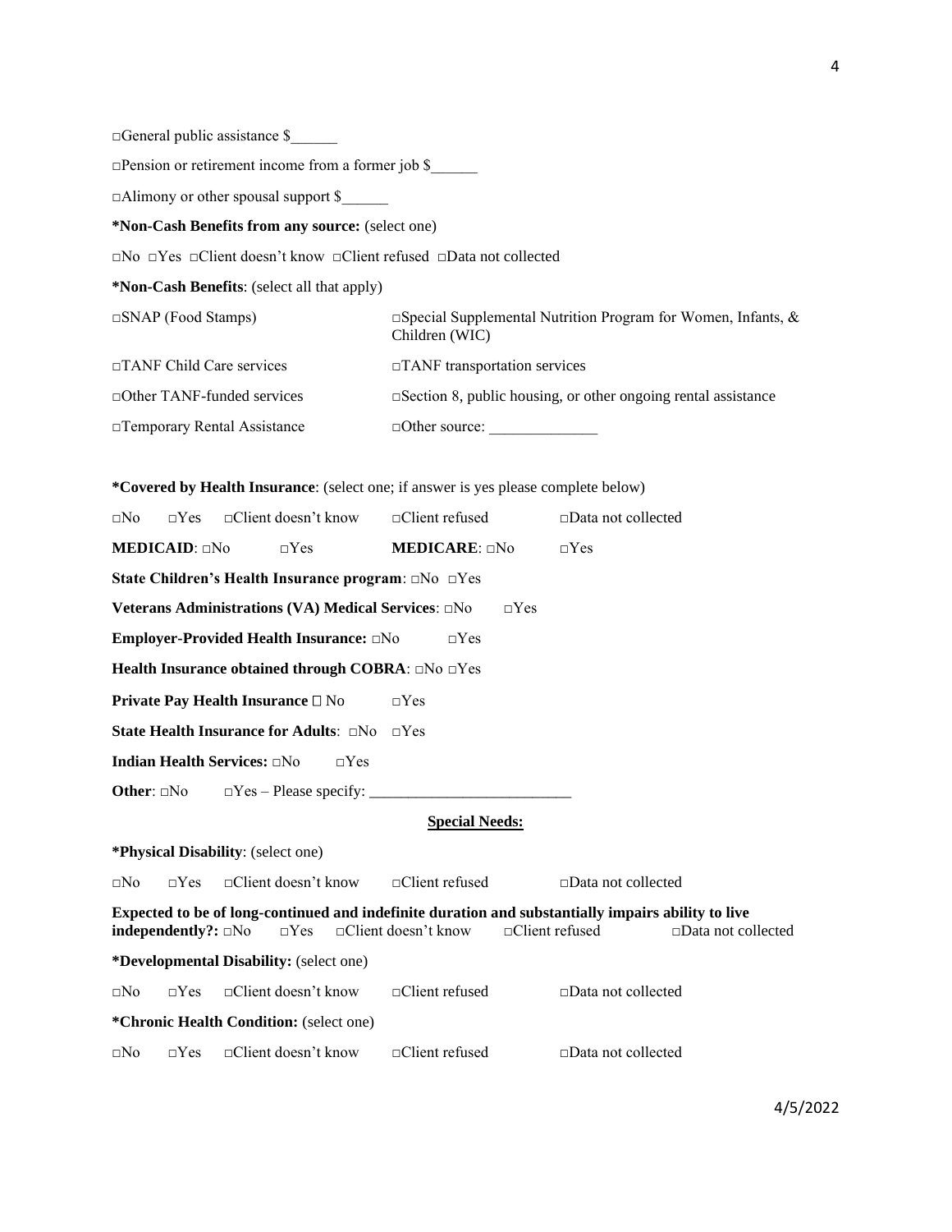□General public assistance $______

□Pension or retirement income from a former job $______

□Alimony or other spousal support $______

**\*Non-Cash Benefits from any source:** (select one)

□No □Yes □Client doesn't know □Client refused □Data not collected

**\*Non-Cash Benefits**: (select all that apply)

| | |
|---|---|
| □SNAP (Food Stamps) | □Special Supplemental Nutrition Program for Women, Infants, & Children (WIC) |
| □TANF Child Care services | □TANF transportation services |
| □Other TANF-funded services | □Section 8, public housing, or other ongoing rental assistance |
| □Temporary Rental Assistance | □Other source: ______________ |

**\*Covered by Health Insurance**: (select one; if answer is yes please complete below)

□No □Yes □Client doesn't know □Client refused □Data not collected

**MEDICAID**: □No □Yes **MEDICARE**: □No □Yes

**State Children's Health Insurance program**: □No □Yes

**Veterans Administrations (VA) Medical Services**: □No □Yes

**Employer-Provided Health Insurance:** □No □Yes

**Health Insurance obtained through COBRA**: □No □Yes

**Private Pay Health Insurance** □ No □Yes

**State Health Insurance for Adults**: □No □Yes

**Indian Health Services:** □No □Yes

**Other**: □No □Yes – Please specify: __________________________

## Special Needs:

**\*Physical Disability**: (select one)

□No □Yes □Client doesn't know □Client refused □Data not collected

**Expected to be of long-continued and indefinite duration and substantially impairs ability to live independently?:** □No □Yes □Client doesn't know □Client refused □Data not collected

**\*Developmental Disability:** (select one)

□No □Yes □Client doesn't know □Client refused □Data not collected

**\*Chronic Health Condition:** (select one)

□No □Yes □Client doesn't know □Client refused □Data not collected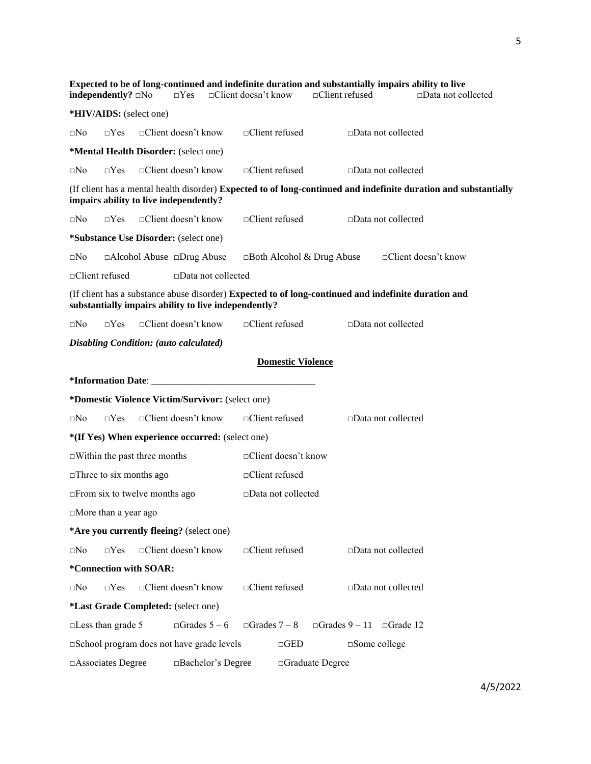**Expected to be of long-continued and indefinite duration and substantially impairs ability to live independently?** □No □Yes □Client doesn't know □Client refused □Data not collected

***HIV/AIDS:** (select one)

□No □Yes □Client doesn't know □Client refused □Data not collected

***Mental Health Disorder:** (select one)

□No □Yes □Client doesn't know □Client refused □Data not collected

(If client has a mental health disorder) **Expected to of long-continued and indefinite duration and substantially impairs ability to live independently?**

□No □Yes □Client doesn't know □Client refused □Data not collected

***Substance Use Disorder:** (select one)

□No □Alcohol Abuse □Drug Abuse □Both Alcohol & Drug Abuse □Client doesn't know

□Client refused □Data not collected

(If client has a substance abuse disorder) **Expected to of long-continued and indefinite duration and substantially impairs ability to live independently?**

□No □Yes □Client doesn't know □Client refused □Data not collected

***Disabling Condition: (auto calculated)***

**Domestic Violence**

***Information Date**: ________________________________

***Domestic Violence Victim/Survivor:** (select one)

□No □Yes □Client doesn't know □Client refused □Data not collected

***(If Yes) When experience occurred:** (select one)

□Within the past three months □Client doesn't know

□Three to six months ago □Client refused

□From six to twelve months ago □Data not collected

□More than a year ago

***Are you currently fleeing?** (select one)

□No □Yes □Client doesn't know □Client refused □Data not collected

***Connection with SOAR:**

□No □Yes □Client doesn't know □Client refused □Data not collected

***Last Grade Completed:** (select one)

□Less than grade 5 □Grades 5 – 6 □Grades 7 – 8 □Grades 9 – 11 □Grade 12

□School program does not have grade levels □GED □Some college

□Associates Degree □Bachelor's Degree □Graduate Degree

4/5/2022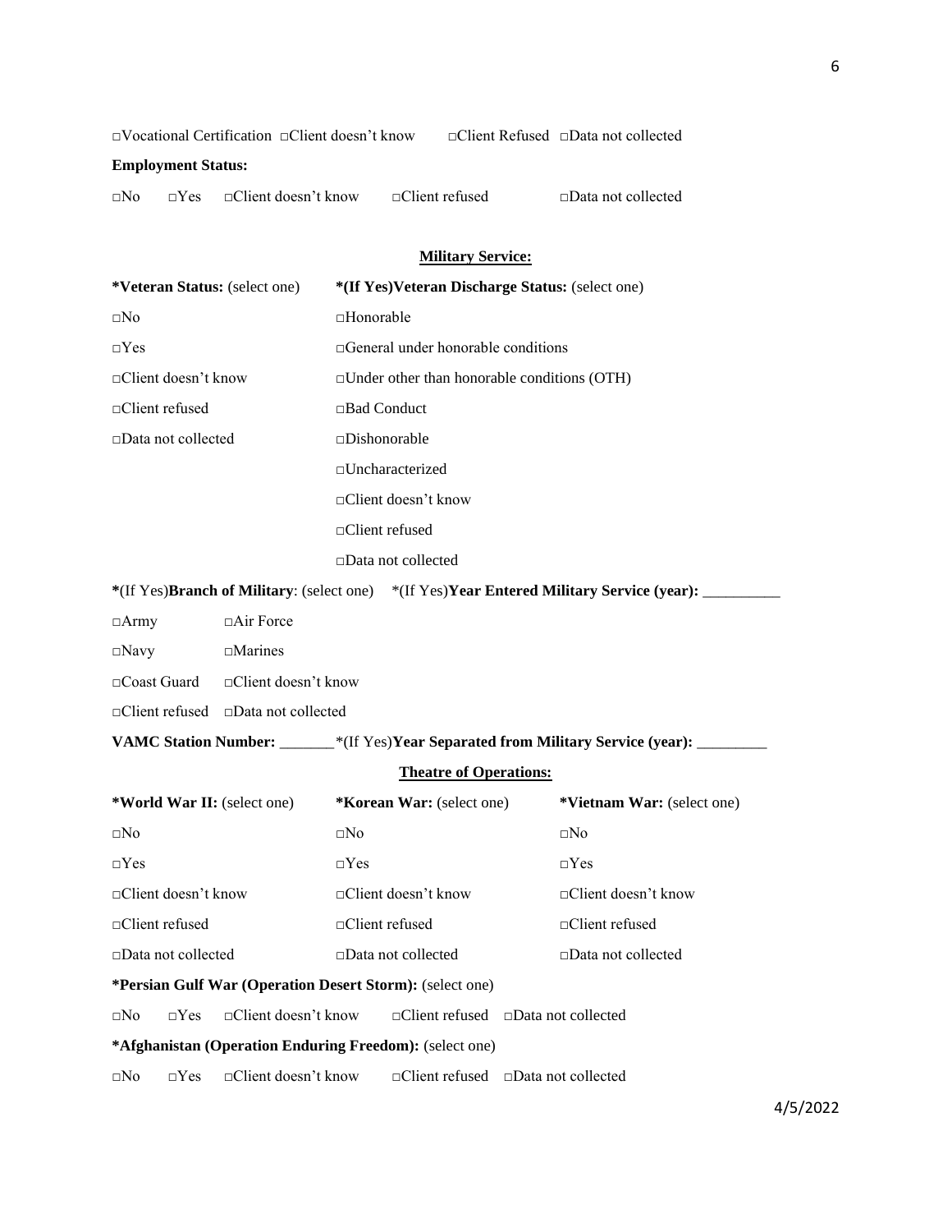□Vocational Certification □Client doesn't know □Client Refused □Data not collected

**Employment Status:**

□No □Yes □Client doesn't know □Client refused □Data not collected

**Military Service:**

| **\*Veteran Status:** (select one) | **\*(If Yes)Veteran Discharge Status:** (select one) |
|---|---|
| □No | □Honorable |
| □Yes | □General under honorable conditions |
| □Client doesn't know | □Under other than honorable conditions (OTH) |
| □Client refused | □Bad Conduct |
| □Data not collected | □Dishonorable |
| | □Uncharacterized |
| | □Client doesn't know |
| | □Client refused |
| | □Data not collected |

**\***(If Yes)**Branch of Military**: (select one) \*(If Yes)**Year Entered Military Service (year):** __________

□Army □Air Force

□Navy □Marines

□Coast Guard □Client doesn't know

□Client refused □Data not collected

**VAMC Station Number:** _______ \*(If Yes)**Year Separated from Military Service (year):** _________

**Theatre of Operations:**

| **\*World War II:** (select one) | **\*Korean War:** (select one) | **\*Vietnam War:** (select one) |
|---|---|---|
| □No | □No | □No |
| □Yes | □Yes | □Yes |
| □Client doesn't know | □Client doesn't know | □Client doesn't know |
| □Client refused | □Client refused | □Client refused |
| □Data not collected | □Data not collected | □Data not collected |

**\*Persian Gulf War (Operation Desert Storm):** (select one)

□No □Yes □Client doesn't know □Client refused □Data not collected

**\*Afghanistan (Operation Enduring Freedom):** (select one)

□No □Yes □Client doesn't know □Client refused □Data not collected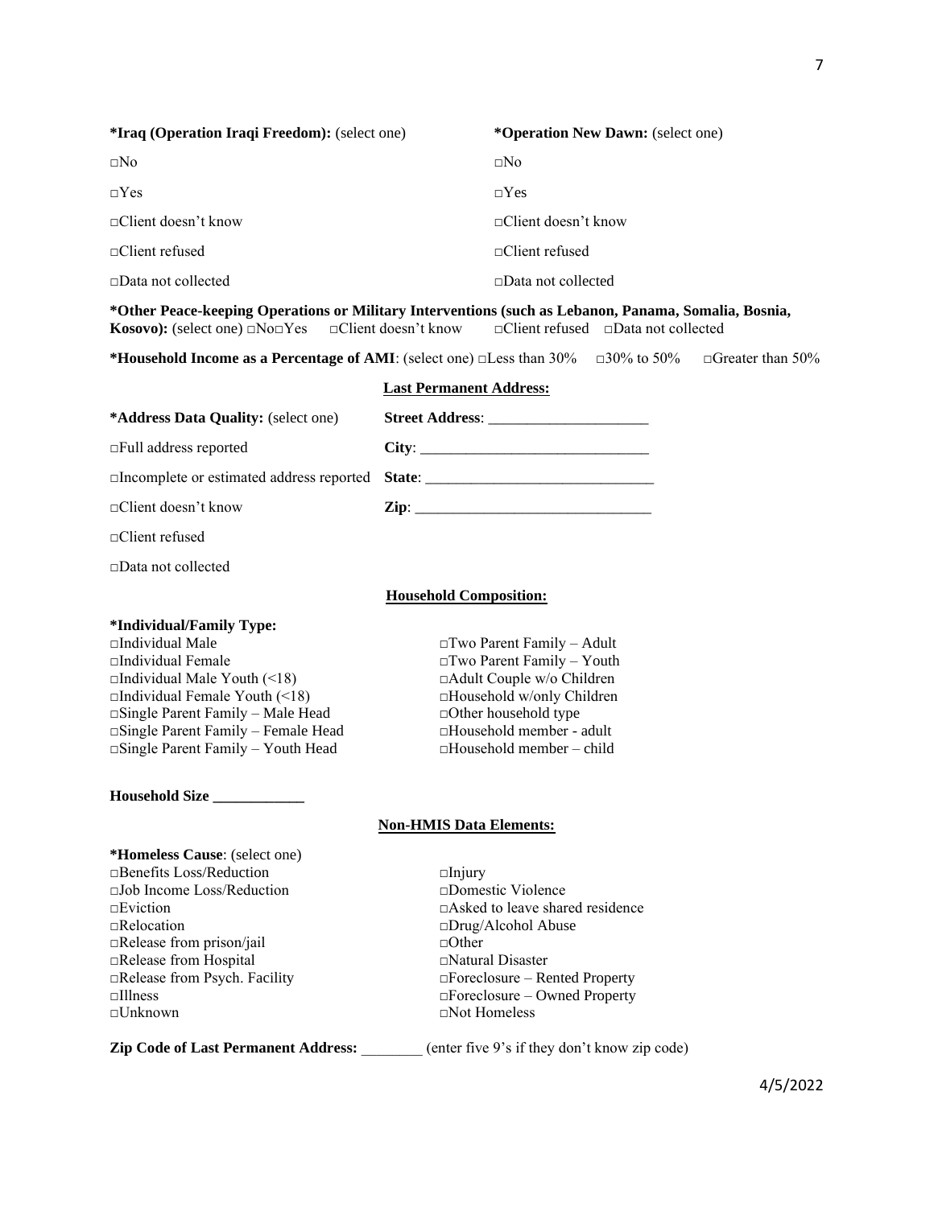**\*Iraq (Operation Iraqi Freedom):** (select one)

□No

□Yes

□Client doesn't know

□Client refused

□Data not collected

**\*Operation New Dawn:** (select one)

□No

□Yes

□Client doesn't know

□Client refused

□Data not collected

**\*Other Peace-keeping Operations or Military Interventions (such as Lebanon, Panama, Somalia, Bosnia, Kosovo):** (select one) □No □Yes □Client doesn't know □Client refused □Data not collected

**\*Household Income as a Percentage of AMI**: (select one) □Less than 30% □30% to 50% □Greater than 50%

**Last Permanent Address:**

**\*Address Data Quality:** (select one)

□Full address reported

□Incomplete or estimated address reported

□Client doesn't know

□Client refused

□Data not collected

**Street Address**: ____________________

**City**: ____________________________

**State**: ____________________________

**Zip**: _____________________________

**Household Composition:**

**\*Individual/Family Type:**

□Individual Male
□Individual Female
□Individual Male Youth (<18)
□Individual Female Youth (<18)
□Single Parent Family – Male Head
□Single Parent Family – Female Head
□Single Parent Family – Youth Head
□Two Parent Family – Adult
□Two Parent Family – Youth
□Adult Couple w/o Children
□Household w/only Children
□Other household type
□Household member - adult
□Household member – child

**Household Size ___________**

**Non-HMIS Data Elements:**

**\*Homeless Cause**: (select one)

□Benefits Loss/Reduction
□Job Income Loss/Reduction
□Eviction
□Relocation
□Release from prison/jail
□Release from Hospital
□Release from Psych. Facility
□Illness
□Unknown
□Injury
□Domestic Violence
□Asked to leave shared residence
□Drug/Alcohol Abuse
□Other
□Natural Disaster
□Foreclosure – Rented Property
□Foreclosure – Owned Property
□Not Homeless

**Zip Code of Last Permanent Address:** ________ (enter five 9's if they don't know zip code)

4/5/2022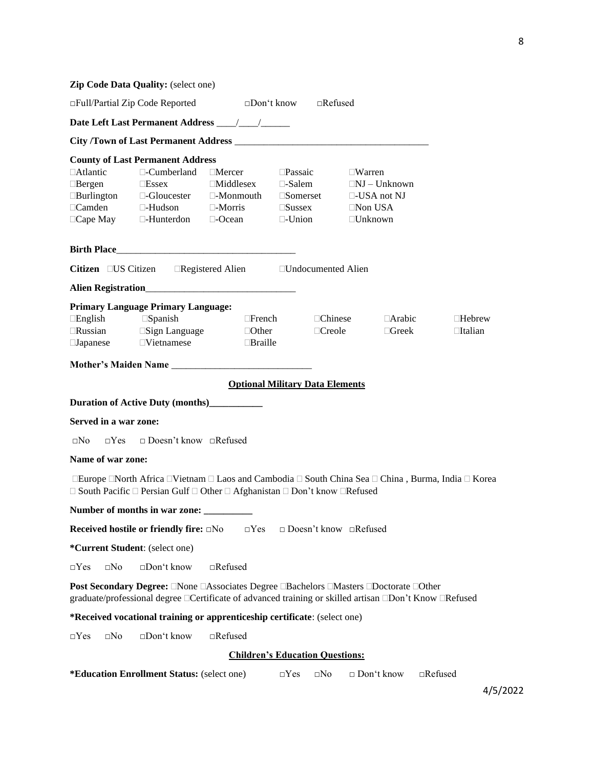**Zip Code Data Quality:** (select one)

□Full/Partial Zip Code Reported □Don't know □Refused

**Date Left Last Permanent Address** \_\_\_\_/\_\_\_\_/\_\_\_\_\_\_

**City /Town of Last Permanent Address** \_\_\_\_\_\_\_\_\_\_\_\_\_\_\_\_\_\_\_\_\_\_\_\_\_\_\_\_\_\_\_\_\_\_\_\_\_\_\_\_

**County of Last Permanent Address**

| | | | | |
|---|---|---|---|---|
| □Atlantic | □-Cumberland | □Mercer | □Passaic | □Warren |
| □Bergen | □Essex | □Middlesex | □-Salem | □NJ – Unknown |
| □Burlington | □-Gloucester | □-Monmouth | □Somerset | □-USA not NJ |
| □Camden | □-Hudson | □-Morris | □Sussex | □Non USA |
| □Cape May | □-Hunterdon | □-Ocean | □-Union | □Unknown |

**Birth Place**\_\_\_\_\_\_\_\_\_\_\_\_\_\_\_\_\_\_\_\_\_\_\_\_\_\_\_\_\_\_\_\_\_\_\_\_\_

**Citizen** □US Citizen □Registered Alien □Undocumented Alien

**Alien Registration**\_\_\_\_\_\_\_\_\_\_\_\_\_\_\_\_\_\_\_\_\_\_\_\_\_\_\_\_\_\_\_\_

**Primary Language Primary Language:**

| | | | | | |
|---|---|---|---|---|---|
| □English | □Spanish | □French | □Chinese | □Arabic | □Hebrew |
| □Russian | □Sign Language | □Other | □Creole | □Greek | □Italian |
| □Japanese | □Vietnamese | □Braille | | | |

**Mother's Maiden Name** \_\_\_\_\_\_\_\_\_\_\_\_\_\_\_\_\_\_\_\_\_\_\_\_\_\_\_\_\_\_

## Optional Military Data Elements

**Duration of Active Duty (months)**\_\_\_\_\_\_\_\_\_\_\_

**Served in a war zone:**

□No □Yes □ Doesn't know □Refused

**Name of war zone:**

□Europe □North Africa □Vietnam □ Laos and Cambodia □ South China Sea □ China , Burma, India □ Korea □ South Pacific □ Persian Gulf □ Other □ Afghanistan □ Don't know □Refused

**Number of months in war zone:** \_\_\_\_\_\_\_\_\_\_

**Received hostile or friendly fire:** □No □Yes □ Doesn't know □Refused

**\*Current Student**: (select one)

□Yes □No □Don't know □Refused

**Post Secondary Degree:** □None □Associates Degree □Bachelors □Masters □Doctorate □Other graduate/professional degree □Certificate of advanced training or skilled artisan □Don't Know □Refused

**\*Received vocational training or apprenticeship certificate**: (select one)

□Yes □No □Don't know □Refused

## Children's Education Questions:

**\*Education Enrollment Status:** (select one) □Yes □No □ Don't know □Refused

4/5/2022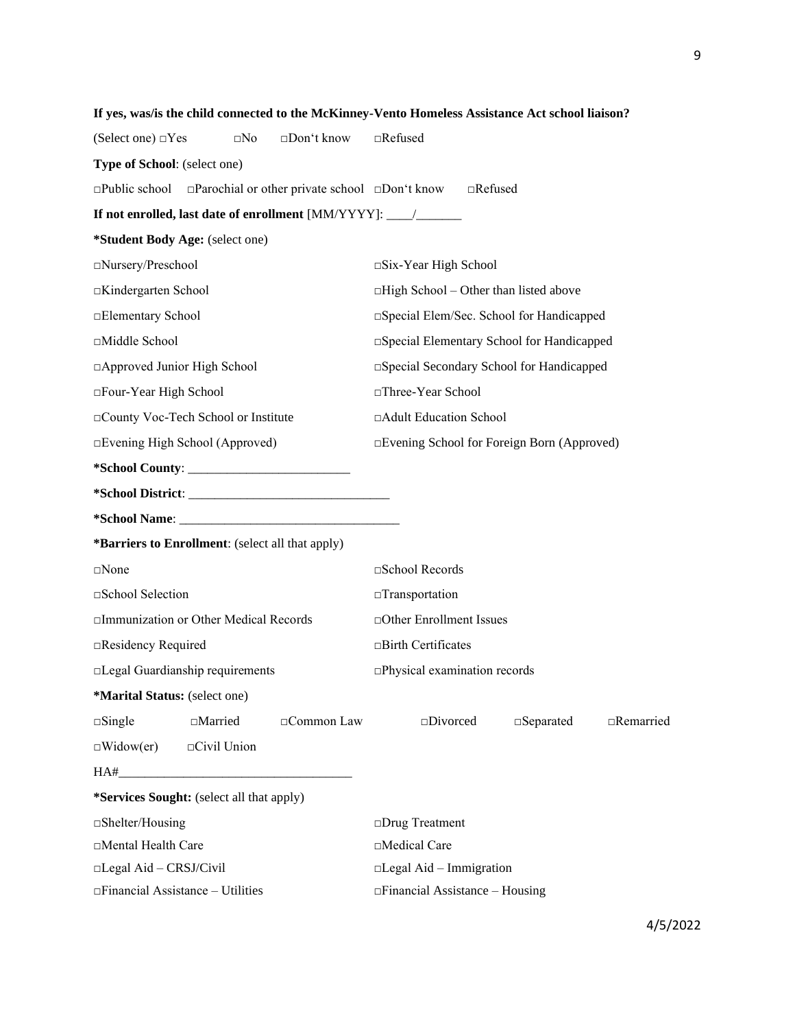**If yes, was/is the child connected to the McKinney-Vento Homeless Assistance Act school liaison?**

(Select one) □Yes □No □Don't know □Refused

**Type of School**: (select one)

□Public school □Parochial or other private school □Don't know □Refused

**If not enrolled, last date of enrollment** [MM/YYYY]: ____/_______

**\*Student Body Age:** (select one)

□Nursery/Preschool

□Kindergarten School

□Elementary School

□Middle School

□Approved Junior High School

□Four-Year High School

□County Voc-Tech School or Institute

□Evening High School (Approved)

□Six-Year High School

□High School – Other than listed above

□Special Elem/Sec. School for Handicapped

□Special Elementary School for Handicapped

□Special Secondary School for Handicapped

□Three-Year School

□Adult Education School

□Evening School for Foreign Born (Approved)

**\*School County**: _________________________

**\*School District**: _______________________________

**\*School Name**: __________________________________

**\*Barriers to Enrollment**: (select all that apply)

□None

□School Selection

□Immunization or Other Medical Records

□Residency Required

□Legal Guardianship requirements

□School Records

□Transportation

□Other Enrollment Issues

□Birth Certificates

□Physical examination records

**\*Marital Status:** (select one)

□Single □Married □Common Law □Divorced □Separated □Remarried

□Widow(er) □Civil Union

HA#___________________________________

**\*Services Sought:** (select all that apply)

□Shelter/Housing

□Mental Health Care

□Legal Aid – CRSJ/Civil

□Financial Assistance – Utilities

□Drug Treatment

□Medical Care

□Legal Aid – Immigration

□Financial Assistance – Housing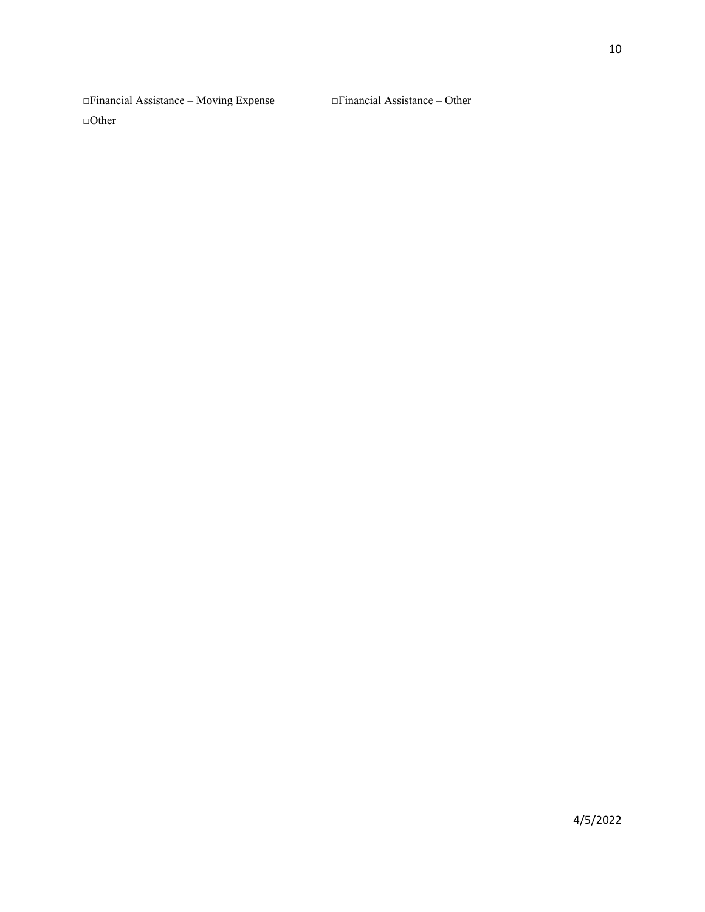□Financial Assistance – Moving Expense

□Financial Assistance – Other

□Other